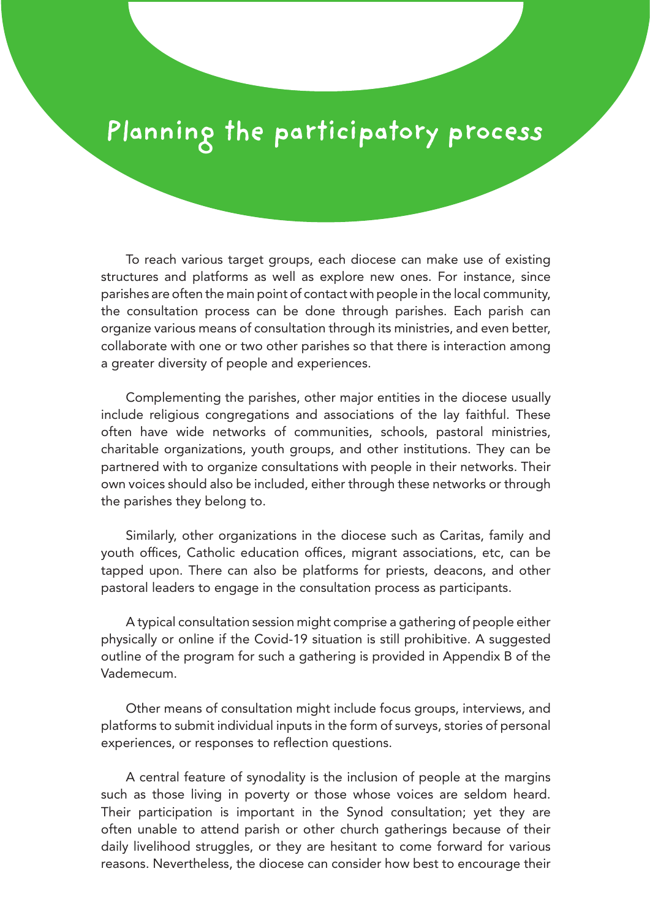# Planning the participatory process

To reach various target groups, each diocese can make use of existing structures and platforms as well as explore new ones. For instance, since parishes are often the main point of contact with people in the local community, the consultation process can be done through parishes. Each parish can organize various means of consultation through its ministries, and even better, collaborate with one or two other parishes so that there is interaction among a greater diversity of people and experiences.

Complementing the parishes, other major entities in the diocese usually include religious congregations and associations of the lay faithful. These often have wide networks of communities, schools, pastoral ministries, charitable organizations, youth groups, and other institutions. They can be partnered with to organize consultations with people in their networks. Their own voices should also be included, either through these networks or through the parishes they belong to.

Similarly, other organizations in the diocese such as Caritas, family and youth offices, Catholic education offices, migrant associations, etc, can be tapped upon. There can also be platforms for priests, deacons, and other pastoral leaders to engage in the consultation process as participants.

A typical consultation session might comprise a gathering of people either physically or online if the Covid-19 situation is still prohibitive. A suggested outline of the program for such a gathering is provided in Appendix B of the Vademecum.

Other means of consultation might include focus groups, interviews, and platforms to submit individual inputs in the form of surveys, stories of personal experiences, or responses to reflection questions.

A central feature of synodality is the inclusion of people at the margins such as those living in poverty or those whose voices are seldom heard. Their participation is important in the Synod consultation; yet they are often unable to attend parish or other church gatherings because of their daily livelihood struggles, or they are hesitant to come forward for various reasons. Nevertheless, the diocese can consider how best to encourage their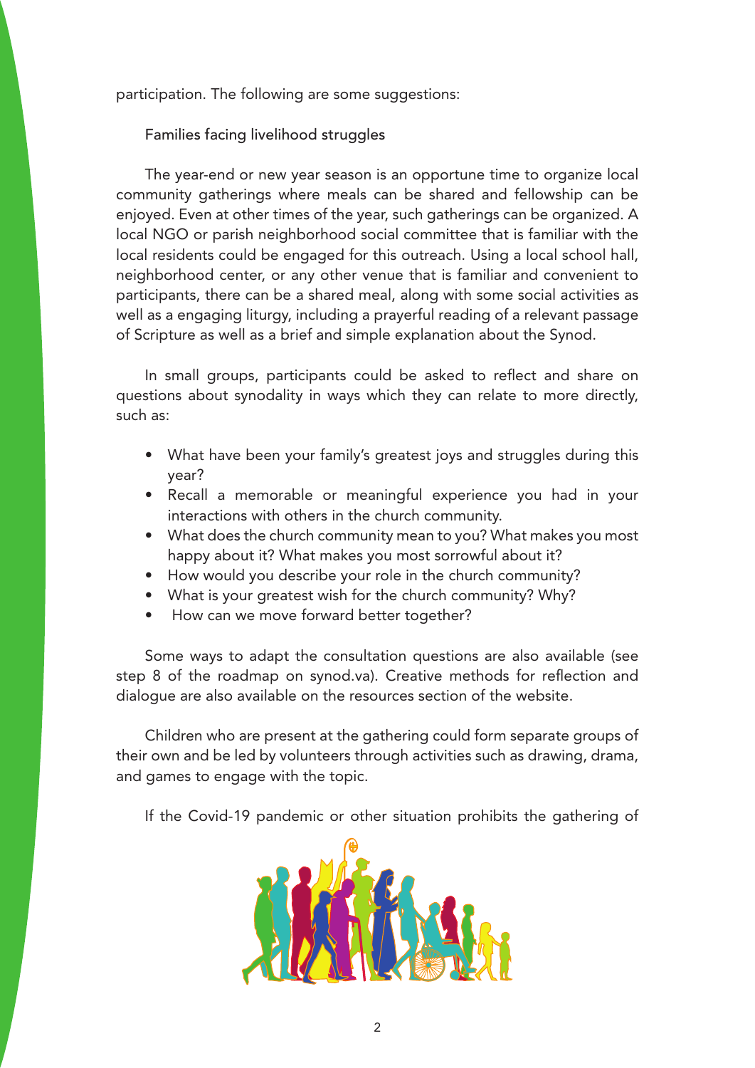participation. The following are some suggestions:

Families facing livelihood struggles

The year-end or new year season is an opportune time to organize local community gatherings where meals can be shared and fellowship can be enjoyed. Even at other times of the year, such gatherings can be organized. A local NGO or parish neighborhood social committee that is familiar with the local residents could be engaged for this outreach. Using a local school hall, neighborhood center, or any other venue that is familiar and convenient to participants, there can be a shared meal, along with some social activities as well as a engaging liturgy, including a prayerful reading of a relevant passage of Scripture as well as a brief and simple explanation about the Synod.

In small groups, participants could be asked to reflect and share on questions about synodality in ways which they can relate to more directly, such as:

- What have been your family's greatest joys and struggles during this year?
- Recall a memorable or meaningful experience you had in your interactions with others in the church community.
- What does the church community mean to you? What makes you most happy about it? What makes you most sorrowful about it?
- How would you describe your role in the church community?
- What is your greatest wish for the church community? Why?
- How can we move forward better together?

Some ways to adapt the consultation questions are also available (see step 8 of the roadmap on synod.va). Creative methods for reflection and dialogue are also available on the resources section of the website.

Children who are present at the gathering could form separate groups of their own and be led by volunteers through activities such as drawing, drama, and games to engage with the topic.

If the Covid-19 pandemic or other situation prohibits the gathering of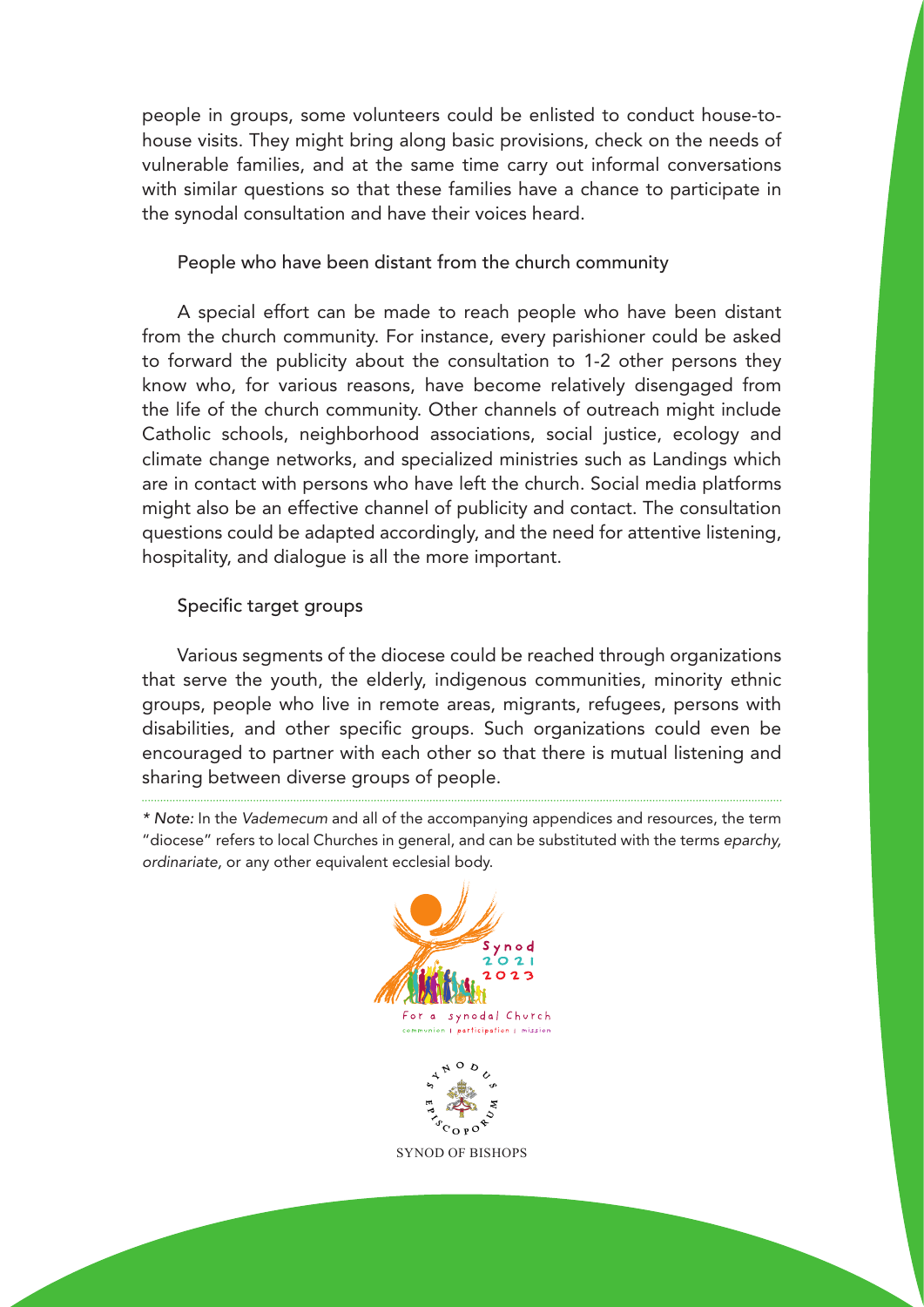people in groups, some volunteers could be enlisted to conduct house-to-house visits. They might bring along basic provisions, check on the needs of vulnerable families, and at the same time carry out informal conversations with similar questions so that these families have a chance to participate in the synodal consultation and have their voices heard.

### People who have been distant from the church community

A special effort can be made to reach people who have been distant from the church community. For instance, every parishioner could be asked to forward the publicity about the consultation to 1-2 other persons they know who, for various reasons, have become relatively disengaged from the life of the church community. Other channels of outreach might include Catholic schools, neighborhood associations, social justice, ecology and climate change networks, and specialized ministries such as Landings which are in contact with persons who have left the church. Social media platforms might also be an effective channel of publicity and contact. The consultation questions could be adapted accordingly, and the need for attentive listening, hospitality, and dialogue is all the more important.

### Specific target groups

Various segments of the diocese could be reached through organizations that serve the youth, the elderly, indigenous communities, minority ethnic groups, people who live in remote areas, migrants, refugees, persons with disabilities, and other specific groups. Such organizations could even be encouraged to partner with each other so that there is mutual listening and sharing between diverse groups of people.

---

*\* Note:* In the *Vademecum* and all of the accompanying appendices and resources, the term "diocese" refers to local Churches in general, and can be substituted with the terms *eparchy, ordinariate,* or any other equivalent ecclesial body.

Synod 2021 2023

For a synodal Church

communion | participation | mission

SYNODUS EPISCOPORUM

SYNOD OF BISHOPS